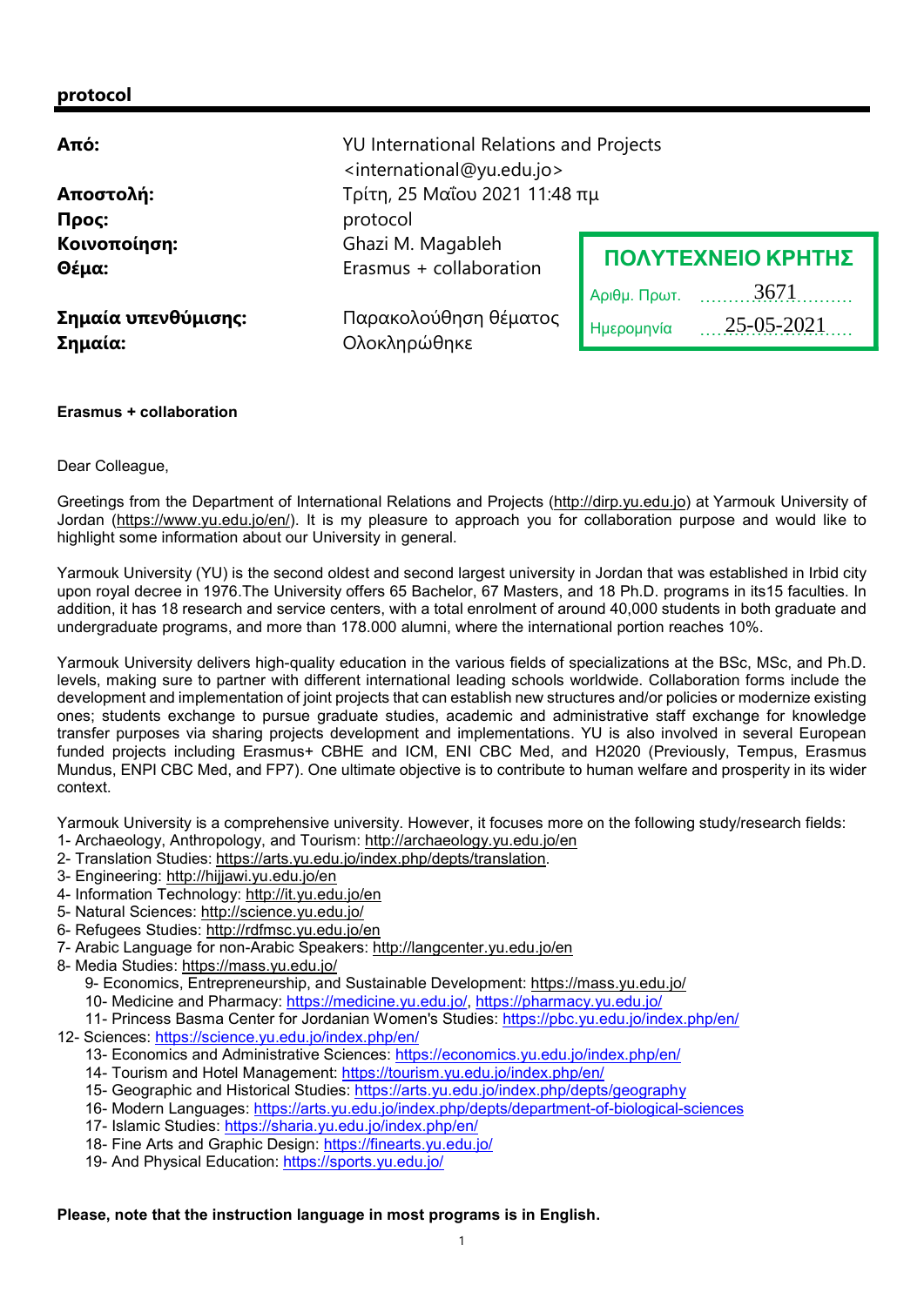**protocol**

| | |
|---|---|
| **Από:** | YU International Relations and Projects <international@yu.edu.jo> |
| **Αποστολή:** | Τρίτη, 25 Μαΐου 2021 11:48 πμ |
| **Προς:** | protocol |
| **Κοινοποίηση:** | Ghazi M. Magableh |
| **Θέμα:** | Erasmus + collaboration |
| **Σημαία υπενθύμισης:** | Παρακολούθηση θέματος |
| **Σημαία:** | Ολοκληρώθηκε |

**ΠΟΛΥΤΕΧΝΕΙΟ ΚΡΗΤΗΣ**
Αριθμ. Πρωτ. 3671
Ημερομηνία 25-05-2021

**Erasmus + collaboration**

Dear Colleague,

Greetings from the Department of International Relations and Projects (http://dirp.yu.edu.jo) at Yarmouk University of Jordan (https://www.yu.edu.jo/en/). It is my pleasure to approach you for collaboration purpose and would like to highlight some information about our University in general.

Yarmouk University (YU) is the second oldest and second largest university in Jordan that was established in Irbid city upon royal decree in 1976.The University offers 65 Bachelor, 67 Masters, and 18 Ph.D. programs in its15 faculties. In addition, it has 18 research and service centers, with a total enrolment of around 40,000 students in both graduate and undergraduate programs, and more than 178.000 alumni, where the international portion reaches 10%.

Yarmouk University delivers high-quality education in the various fields of specializations at the BSc, MSc, and Ph.D. levels, making sure to partner with different international leading schools worldwide. Collaboration forms include the development and implementation of joint projects that can establish new structures and/or policies or modernize existing ones; students exchange to pursue graduate studies, academic and administrative staff exchange for knowledge transfer purposes via sharing projects development and implementations. YU is also involved in several European funded projects including Erasmus+ CBHE and ICM, ENI CBC Med, and H2020 (Previously, Tempus, Erasmus Mundus, ENPI CBC Med, and FP7). One ultimate objective is to contribute to human welfare and prosperity in its wider context.

Yarmouk University is a comprehensive university. However, it focuses more on the following study/research fields:

1- Archaeology, Anthropology, and Tourism: http://archaeology.yu.edu.jo/en
2- Translation Studies: https://arts.yu.edu.jo/index.php/depts/translation.
3- Engineering: http://hijjawi.yu.edu.jo/en
4- Information Technology: http://it.yu.edu.jo/en
5- Natural Sciences: http://science.yu.edu.jo/
6- Refugees Studies: http://rdfmsc.yu.edu.jo/en
7- Arabic Language for non-Arabic Speakers: http://langcenter.yu.edu.jo/en
8- Media Studies: https://mass.yu.edu.jo/
9- Economics, Entrepreneurship, and Sustainable Development: https://mass.yu.edu.jo/
10- Medicine and Pharmacy: https://medicine.yu.edu.jo/, https://pharmacy.yu.edu.jo/
11- Princess Basma Center for Jordanian Women's Studies: https://pbc.yu.edu.jo/index.php/en/
12- Sciences: https://science.yu.edu.jo/index.php/en/
13- Economics and Administrative Sciences: https://economics.yu.edu.jo/index.php/en/
14- Tourism and Hotel Management: https://tourism.yu.edu.jo/index.php/en/
15- Geographic and Historical Studies: https://arts.yu.edu.jo/index.php/depts/geography
16- Modern Languages: https://arts.yu.edu.jo/index.php/depts/department-of-biological-sciences
17- Islamic Studies: https://sharia.yu.edu.jo/index.php/en/
18- Fine Arts and Graphic Design: https://finearts.yu.edu.jo/
19- And Physical Education: https://sports.yu.edu.jo/

**Please, note that the instruction language in most programs is in English.**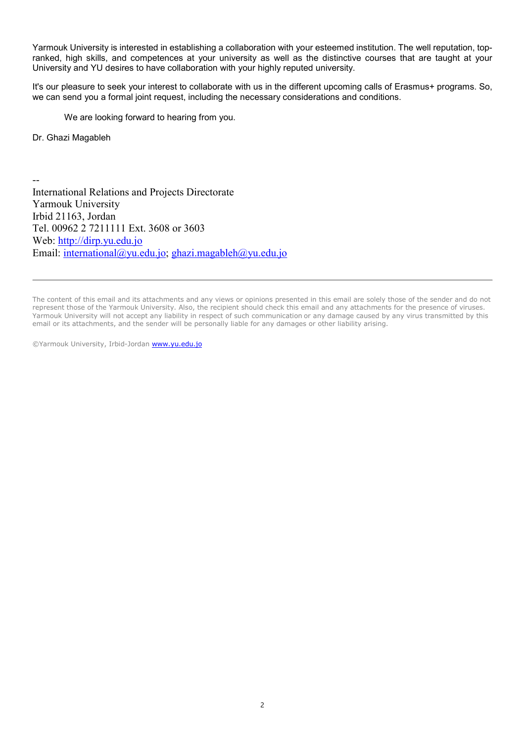Yarmouk University is interested in establishing a collaboration with your esteemed institution. The well reputation, top-ranked, high skills, and competences at your university as well as the distinctive courses that are taught at your University and YU desires to have collaboration with your highly reputed university.

It's our pleasure to seek your interest to collaborate with us in the different upcoming calls of Erasmus+ programs. So, we can send you a formal joint request, including the necessary considerations and conditions.

We are looking forward to hearing from you.

Dr. Ghazi Magableh

--

International Relations and Projects Directorate
Yarmouk University
Irbid 21163, Jordan
Tel. 00962 2 7211111 Ext. 3608 or 3603
Web: http://dirp.yu.edu.jo
Email: international@yu.edu.jo; ghazi.magableh@yu.edu.jo

---

The content of this email and its attachments and any views or opinions presented in this email are solely those of the sender and do not represent those of the Yarmouk University. Also, the recipient should check this email and any attachments for the presence of viruses. Yarmouk University will not accept any liability in respect of such communication or any damage caused by any virus transmitted by this email or its attachments, and the sender will be personally liable for any damages or other liability arising.

©Yarmouk University, Irbid-Jordan www.yu.edu.jo